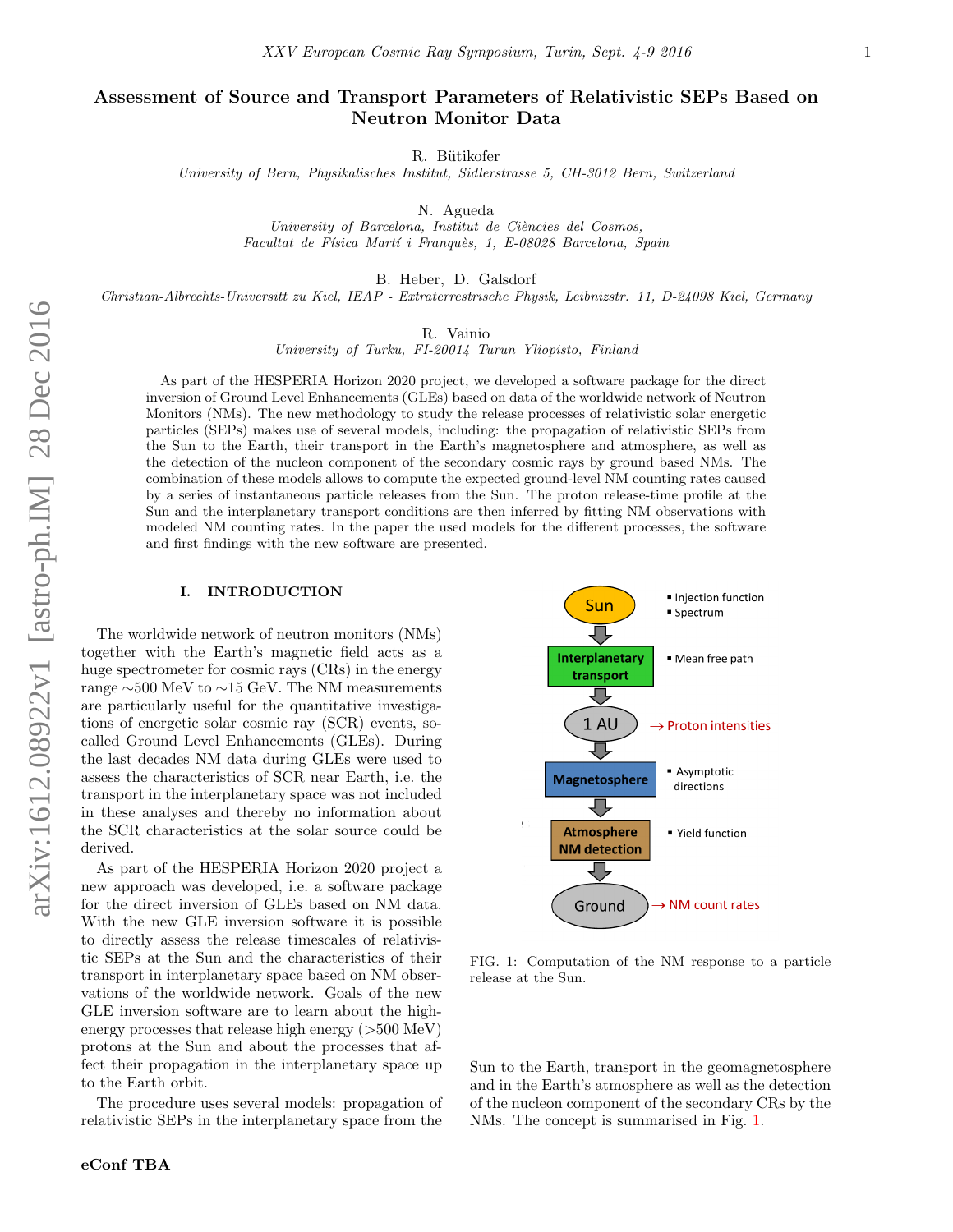# Assessment of Source and Transport Parameters of Relativistic SEPs Based on Neutron Monitor Data

R. Bütikofer

*University of Bern, Physikalisches Institut, Sidlerstrasse 5, CH-3012 Bern, Switzerland*

N. Agueda

*University of Barcelona, Institut de Ciències del Cosmos, Facultat de Física Martí i Franquès, 1, E-08028 Barcelona, Spain*

B. Heber, D. Galsdorf

*Christian-Albrechts-Universitt zu Kiel, IEAP - Extraterrestrische Physik, Leibnizstr. 11, D-24098 Kiel, Germany*

R. Vainio

*University of Turku, FI-20014 Turun Yliopisto, Finland*

As part of the HESPERIA Horizon 2020 project, we developed a software package for the direct inversion of Ground Level Enhancements (GLEs) based on data of the worldwide network of Neutron Monitors (NMs). The new methodology to study the release processes of relativistic solar energetic particles (SEPs) makes use of several models, including: the propagation of relativistic SEPs from the Sun to the Earth, their transport in the Earth's magnetosphere and atmosphere, as well as the detection of the nucleon component of the secondary cosmic rays by ground based NMs. The combination of these models allows to compute the expected ground-level NM counting rates caused by a series of instantaneous particle releases from the Sun. The proton release-time profile at the Sun and the interplanetary transport conditions are then inferred by fitting NM observations with modeled NM counting rates. In the paper the used models for the different processes, the software and first findings with the new software are presented.

## I. INTRODUCTION

The worldwide network of neutron monitors (NMs) together with the Earth's magnetic field acts as a huge spectrometer for cosmic rays (CRs) in the energy range ∼500 MeV to ∼15 GeV. The NM measurements are particularly useful for the quantitative investigations of energetic solar cosmic ray (SCR) events, so-called Ground Level Enhancements (GLEs). During the last decades NM data during GLEs were used to assess the characteristics of SCR near Earth, i.e. the transport in the interplanetary space was not included in these analyses and thereby no information about the SCR characteristics at the solar source could be derived.

As part of the HESPERIA Horizon 2020 project a new approach was developed, i.e. a software package for the direct inversion of GLEs based on NM data. With the new GLE inversion software it is possible to directly assess the release timescales of relativistic SEPs at the Sun and the characteristics of their transport in interplanetary space based on NM observations of the worldwide network. Goals of the new GLE inversion software are to learn about the high-energy processes that release high energy (>500 MeV) protons at the Sun and about the processes that affect their propagation in the interplanetary space up to the Earth orbit.

The procedure uses several models: propagation of relativistic SEPs in the interplanetary space from the Sun to the Earth, transport in the geomagnetosphere and in the Earth's atmosphere as well as the detection of the nucleon component of the secondary CRs by the NMs. The concept is summarised in Fig. 1.

Sun → Interplanetary transport → 1 AU → Magnetosphere → Atmosphere NM detection → Ground

- Sun: Injection function; Spectrum
- Interplanetary transport: Mean free path
- 1 AU: → Proton intensities
- Magnetosphere: Asymptotic directions
- Atmosphere NM detection: Yield function
- Ground: → NM count rates

FIG. 1: Computation of the NM response to a particle release at the Sun.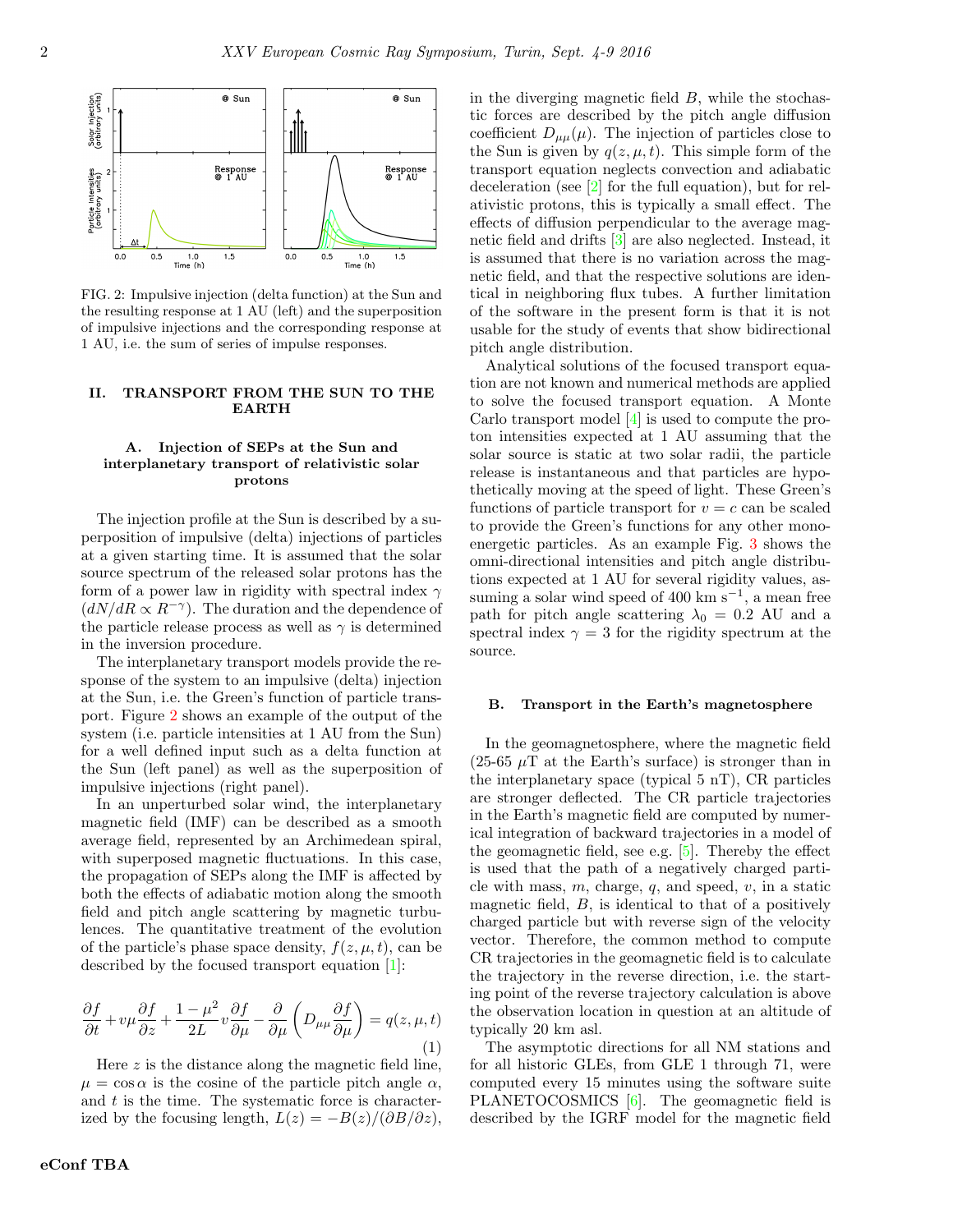FIG. 2: Impulsive injection (delta function) at the Sun and the resulting response at 1 AU (left) and the superposition of impulsive injections and the corresponding response at 1 AU, i.e. the sum of series of impulse responses.

## II. TRANSPORT FROM THE SUN TO THE EARTH

### A. Injection of SEPs at the Sun and interplanetary transport of relativistic solar protons

The injection profile at the Sun is described by a superposition of impulsive (delta) injections of particles at a given starting time. It is assumed that the solar source spectrum of the released solar protons has the form of a power law in rigidity with spectral index $\gamma$ ($dN/dR \propto R^{-\gamma}$). The duration and the dependence of the particle release process as well as $\gamma$ is determined in the inversion procedure.

The interplanetary transport models provide the response of the system to an impulsive (delta) injection at the Sun, i.e. the Green's function of particle transport. Figure 2 shows an example of the output of the system (i.e. particle intensities at 1 AU from the Sun) for a well defined input such as a delta function at the Sun (left panel) as well as the superposition of impulsive injections (right panel).

In an unperturbed solar wind, the interplanetary magnetic field (IMF) can be described as a smooth average field, represented by an Archimedean spiral, with superposed magnetic fluctuations. In this case, the propagation of SEPs along the IMF is affected by both the effects of adiabatic motion along the smooth field and pitch angle scattering by magnetic turbulences. The quantitative treatment of the evolution of the particle's phase space density, $f(z, \mu, t)$, can be described by the focused transport equation [1]:

$$\frac{\partial f}{\partial t} + v\mu \frac{\partial f}{\partial z} + \frac{1-\mu^2}{2L} v \frac{\partial f}{\partial \mu} - \frac{\partial}{\partial \mu}\left( D_{\mu\mu} \frac{\partial f}{\partial \mu} \right) = q(z, \mu, t) \tag{1}$$

Here $z$ is the distance along the magnetic field line, $\mu = \cos\alpha$ is the cosine of the particle pitch angle $\alpha$, and $t$ is the time. The systematic force is characterized by the focusing length, $L(z) = -B(z)/(\partial B/\partial z)$, in the diverging magnetic field $B$, while the stochastic forces are described by the pitch angle diffusion coefficient $D_{\mu\mu}(\mu)$. The injection of particles close to the Sun is given by $q(z, \mu, t)$. This simple form of the transport equation neglects convection and adiabatic deceleration (see [2] for the full equation), but for relativistic protons, this is typically a small effect. The effects of diffusion perpendicular to the average magnetic field and drifts [3] are also neglected. Instead, it is assumed that there is no variation across the magnetic field, and that the respective solutions are identical in neighboring flux tubes. A further limitation of the software in the present form is that it is not usable for the study of events that show bidirectional pitch angle distribution.

Analytical solutions of the focused transport equation are not known and numerical methods are applied to solve the focused transport equation. A Monte Carlo transport model [4] is used to compute the proton intensities expected at 1 AU assuming that the solar source is static at two solar radii, the particle release is instantaneous and that particles are hypothetically moving at the speed of light. These Green's functions of particle transport for $v = c$ can be scaled to provide the Green's functions for any other monoenergetic particles. As an example Fig. 3 shows the omni-directional intensities and pitch angle distributions expected at 1 AU for several rigidity values, assuming a solar wind speed of 400 km s$^{-1}$, a mean free path for pitch angle scattering $\lambda_0 = 0.2$ AU and a spectral index $\gamma = 3$ for the rigidity spectrum at the source.

### B. Transport in the Earth's magnetosphere

In the geomagnetosphere, where the magnetic field (25-65 $\mu$T at the Earth's surface) is stronger than in the interplanetary space (typical 5 nT), CR particles are stronger deflected. The CR particle trajectories in the Earth's magnetic field are computed by numerical integration of backward trajectories in a model of the geomagnetic field, see e.g. [5]. Thereby the effect is used that the path of a negatively charged particle with mass, $m$, charge, $q$, and speed, $v$, in a static magnetic field, $B$, is identical to that of a positively charged particle but with reverse sign of the velocity vector. Therefore, the common method to compute CR trajectories in the geomagnetic field is to calculate the trajectory in the reverse direction, i.e. the starting point of the reverse trajectory calculation is above the observation location in question at an altitude of typically 20 km asl.

The asymptotic directions for all NM stations and for all historic GLEs, from GLE 1 through 71, were computed every 15 minutes using the software suite PLANETOCOSMICS [6]. The geomagnetic field is described by the IGRF model for the magnetic field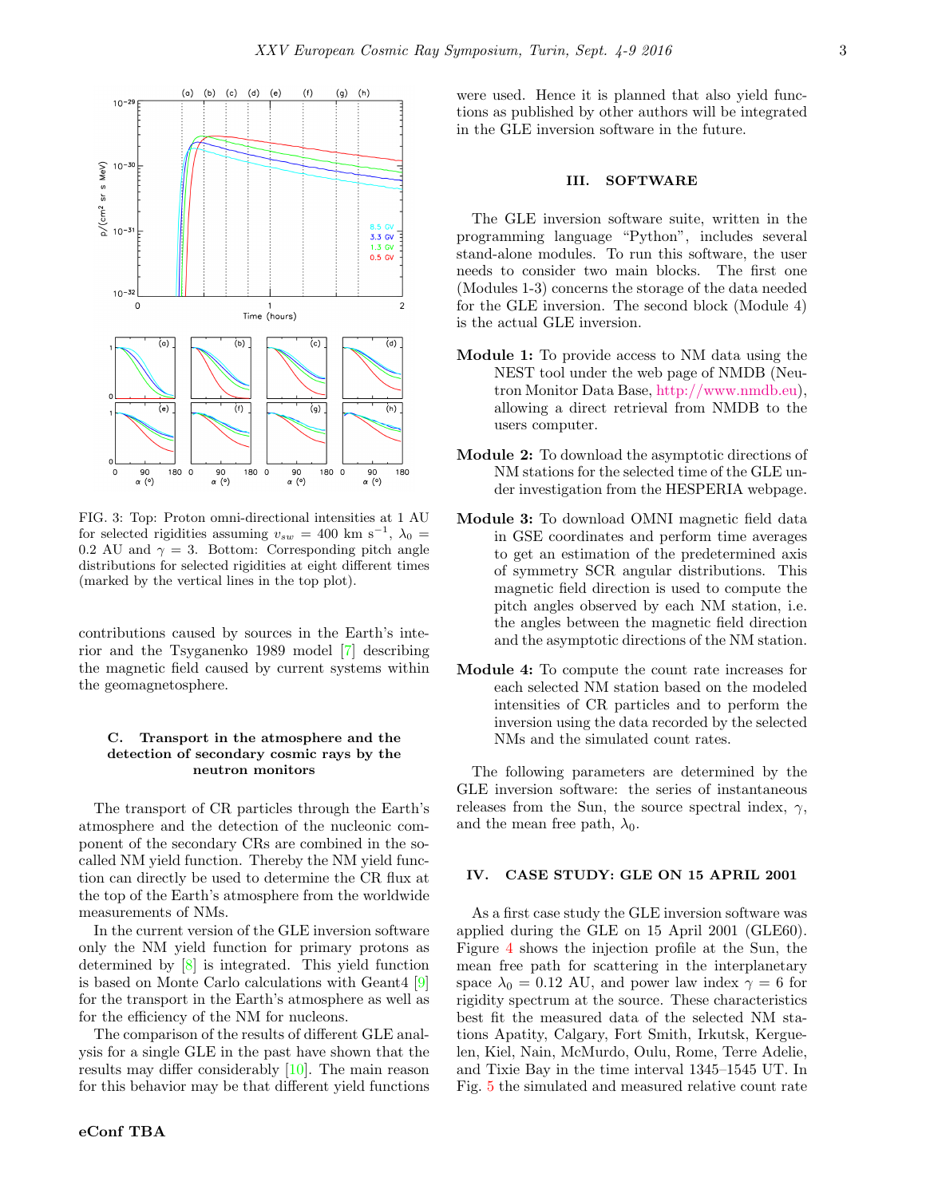FIG. 3: Top: Proton omni-directional intensities at 1 AU for selected rigidities assuming $v_{sw} = 400$ km s$^{-1}$, $\lambda_0 = 0.2$ AU and $\gamma = 3$. Bottom: Corresponding pitch angle distributions for selected rigidities at eight different times (marked by the vertical lines in the top plot).

contributions caused by sources in the Earth's interior and the Tsyganenko 1989 model [7] describing the magnetic field caused by current systems within the geomagnetosphere.

### C. Transport in the atmosphere and the detection of secondary cosmic rays by the neutron monitors

The transport of CR particles through the Earth's atmosphere and the detection of the nucleonic component of the secondary CRs are combined in the so-called NM yield function. Thereby the NM yield function can directly be used to determine the CR flux at the top of the Earth's atmosphere from the worldwide measurements of NMs.

In the current version of the GLE inversion software only the NM yield function for primary protons as determined by [8] is integrated. This yield function is based on Monte Carlo calculations with Geant4 [9] for the transport in the Earth's atmosphere as well as for the efficiency of the NM for nucleons.

The comparison of the results of different GLE analysis for a single GLE in the past have shown that the results may differ considerably [10]. The main reason for this behavior may be that different yield functions were used. Hence it is planned that also yield functions as published by other authors will be integrated in the GLE inversion software in the future.

## III. SOFTWARE

The GLE inversion software suite, written in the programming language "Python", includes several stand-alone modules. To run this software, the user needs to consider two main blocks. The first one (Modules 1-3) concerns the storage of the data needed for the GLE inversion. The second block (Module 4) is the actual GLE inversion.

**Module 1:** To provide access to NM data using the NEST tool under the web page of NMDB (Neutron Monitor Data Base, http://www.nmdb.eu), allowing a direct retrieval from NMDB to the users computer.

**Module 2:** To download the asymptotic directions of NM stations for the selected time of the GLE under investigation from the HESPERIA webpage.

**Module 3:** To download OMNI magnetic field data in GSE coordinates and perform time averages to get an estimation of the predetermined axis of symmetry SCR angular distributions. This magnetic field direction is used to compute the pitch angles observed by each NM station, i.e. the angles between the magnetic field direction and the asymptotic directions of the NM station.

**Module 4:** To compute the count rate increases for each selected NM station based on the modeled intensities of CR particles and to perform the inversion using the data recorded by the selected NMs and the simulated count rates.

The following parameters are determined by the GLE inversion software: the series of instantaneous releases from the Sun, the source spectral index, $\gamma$, and the mean free path, $\lambda_0$.

## IV. CASE STUDY: GLE ON 15 APRIL 2001

As a first case study the GLE inversion software was applied during the GLE on 15 April 2001 (GLE60). Figure 4 shows the injection profile at the Sun, the mean free path for scattering in the interplanetary space $\lambda_0 = 0.12$ AU, and power law index $\gamma = 6$ for rigidity spectrum at the source. These characteristics best fit the measured data of the selected NM stations Apatity, Calgary, Fort Smith, Irkutsk, Kerguelen, Kiel, Nain, McMurdo, Oulu, Rome, Terre Adelie, and Tixie Bay in the time interval 1345–1545 UT. In Fig. 5 the simulated and measured relative count rate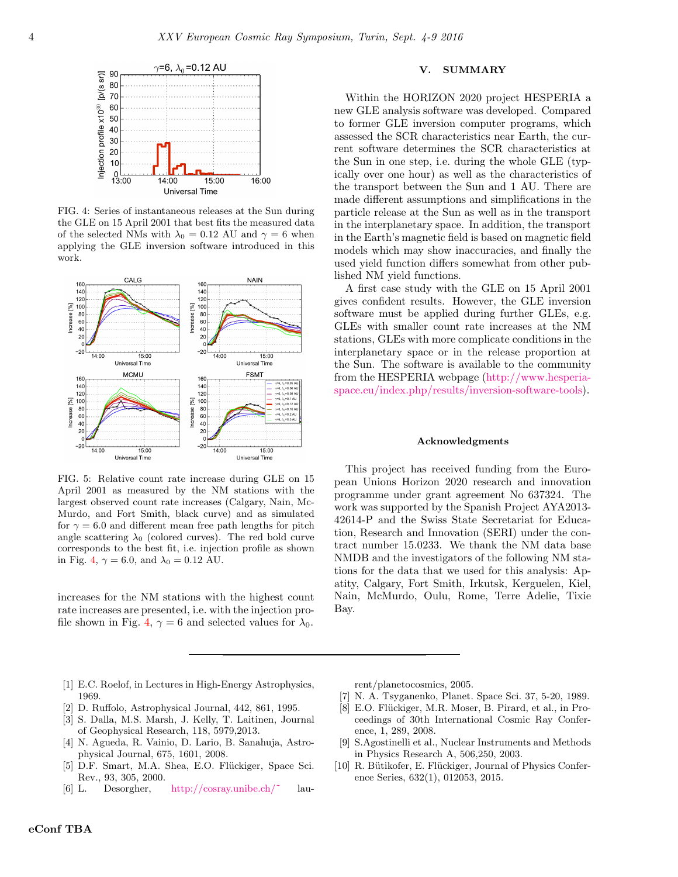$\gamma$=6, $\lambda_0$=0.12 AU

Injection profile x10$^{30}$ [p/(s sr)]

90
80
70
60
50
40
30
20
10
0

13:00
14:00
15:00
16:00

Universal Time

FIG. 4: Series of instantaneous releases at the Sun during the GLE on 15 April 2001 that best fits the measured data of the selected NMs with $\lambda_0 = 0.12$ AU and $\gamma = 6$ when applying the GLE inversion software introduced in this work.

CALG
NAIN
MCMU
FSMT

Increase [%]

160
140
120
100
80
60
40
20
0
−20

14:00
15:00

Universal Time

γ=6, λ0=0.05 AU
γ=6, λ0=0.06 AU
γ=6, λ0=0.08 AU
γ=6, λ0=0.1 AU
γ=6, λ0=0.12 AU
γ=6, λ0=0.16 AU
γ=6, λ0=0.2 AU
γ=6, λ0=0.3 AU

FIG. 5: Relative count rate increase during GLE on 15 April 2001 as measured by the NM stations with the largest observed count rate increases (Calgary, Nain, McMurdo, and Fort Smith, black curve) and as simulated for $\gamma = 6.0$ and different mean free path lengths for pitch angle scattering $\lambda_0$ (colored curves). The red bold curve corresponds to the best fit, i.e. injection profile as shown in Fig. 4, $\gamma = 6.0$, and $\lambda_0 = 0.12$ AU.

increases for the NM stations with the highest count rate increases are presented, i.e. with the injection profile shown in Fig. 4, $\gamma = 6$ and selected values for $\lambda_0$.

## V. SUMMARY

Within the HORIZON 2020 project HESPERIA a new GLE analysis software was developed. Compared to former GLE inversion computer programs, which assessed the SCR characteristics near Earth, the current software determines the SCR characteristics at the Sun in one step, i.e. during the whole GLE (typically over one hour) as well as the characteristics of the transport between the Sun and 1 AU. There are made different assumptions and simplifications in the particle release at the Sun as well as in the transport in the interplanetary space. In addition, the transport in the Earth's magnetic field is based on magnetic field models which may show inaccuracies, and finally the used yield function differs somewhat from other published NM yield functions.

A first case study with the GLE on 15 April 2001 gives confident results. However, the GLE inversion software must be applied during further GLEs, e.g. GLEs with smaller count rate increases at the NM stations, GLEs with more complicate conditions in the interplanetary space or in the release proportion at the Sun. The software is available to the community from the HESPERIA webpage (http://www.hesperia-space.eu/index.php/results/inversion-software-tools).

### Acknowledgments

This project has received funding from the European Unions Horizon 2020 research and innovation programme under grant agreement No 637324. The work was supported by the Spanish Project AYA2013-42614-P and the Swiss State Secretariat for Education, Research and Innovation (SERI) under the contract number 15.0233. We thank the NM data base NMDB and the investigators of the following NM stations for the data that we used for this analysis: Apatity, Calgary, Fort Smith, Irkutsk, Kerguelen, Kiel, Nain, McMurdo, Oulu, Rome, Terre Adelie, Tixie Bay.

---

[1] E.C. Roelof, in Lectures in High-Energy Astrophysics, 1969.

[2] D. Ruffolo, Astrophysical Journal, 442, 861, 1995.

[3] S. Dalla, M.S. Marsh, J. Kelly, T. Laitinen, Journal of Geophysical Research, 118, 5979,2013.

[4] N. Agueda, R. Vainio, D. Lario, B. Sanahuja, Astrophysical Journal, 675, 1601, 2008.

[5] D.F. Smart, M.A. Shea, E.O. Flückiger, Space Sci. Rev., 93, 305, 2000.

[6] L. Desorgher, http://cosray.unibe.ch/~laurent/planetocosmics, 2005.

[7] N. A. Tsyganenko, Planet. Space Sci. 37, 5-20, 1989.

[8] E.O. Flückiger, M.R. Moser, B. Pirard, et al., in Proceedings of 30th International Cosmic Ray Conference, 1, 289, 2008.

[9] S.Agostinelli et al., Nuclear Instruments and Methods in Physics Research A, 506,250, 2003.

[10] R. Bütikofer, E. Flückiger, Journal of Physics Conference Series, 632(1), 012053, 2015.